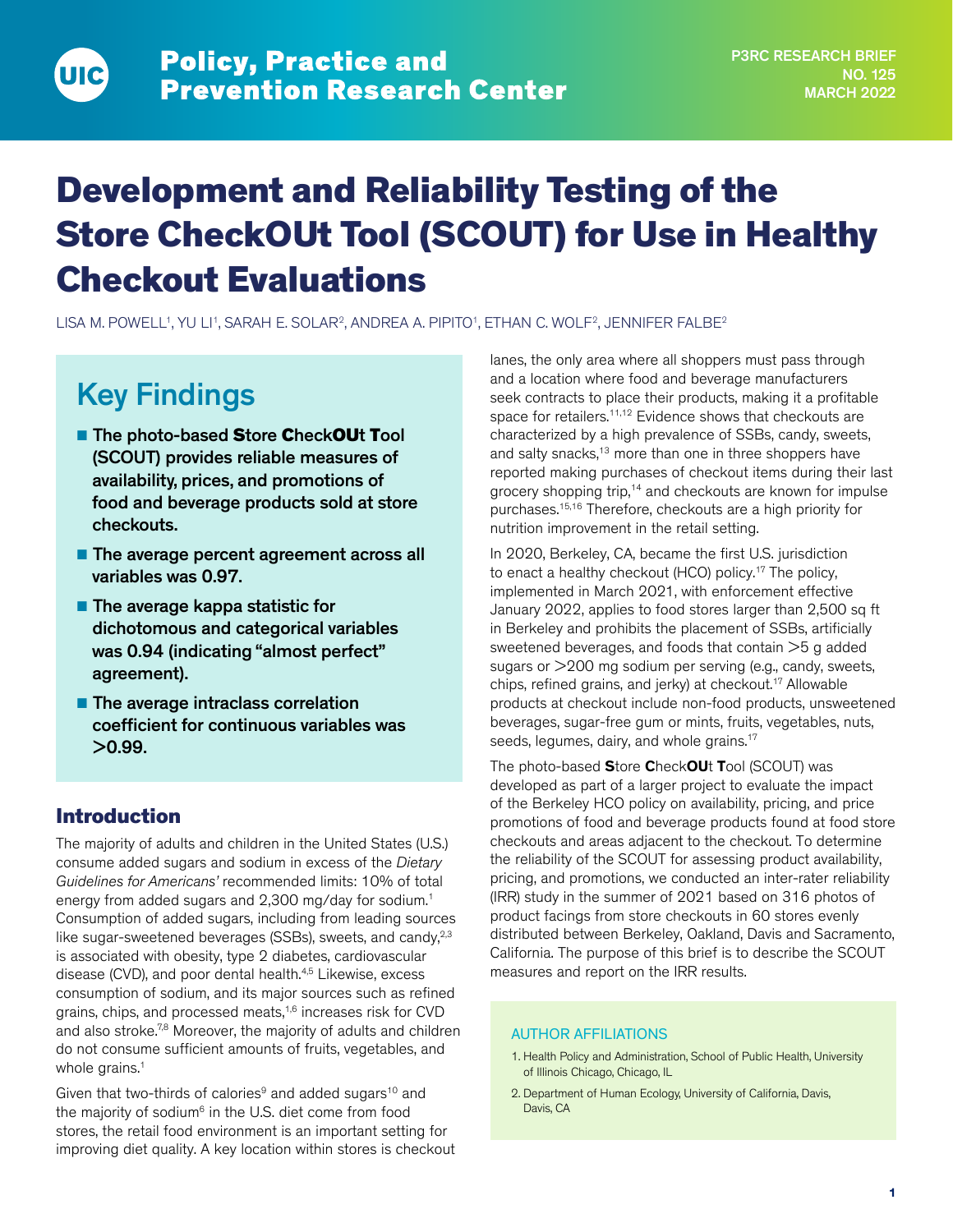Policy, Practice and Prevention Research Center

P3RC RESEARCH BRIEF
NO. 125
MARCH 2022

# Development and Reliability Testing of the Store CheckOUt Tool (SCOUT) for Use in Healthy Checkout Evaluations

LISA M. POWELL[1], YU LI[1], SARAH E. SOLAR[2], ANDREA A. PIPITO[1], ETHAN C. WOLF[2], JENNIFER FALBE[2]

## Key Findings

- **The photo-based Store CheckOUt Tool (SCOUT) provides reliable measures of availability, prices, and promotions of food and beverage products sold at store checkouts.**
- **The average percent agreement across all variables was 0.97.**
- **The average kappa statistic for dichotomous and categorical variables was 0.94 (indicating "almost perfect" agreement).**
- **The average intraclass correlation coefficient for continuous variables was >0.99.**

## Introduction

The majority of adults and children in the United States (U.S.) consume added sugars and sodium in excess of the *Dietary Guidelines for Americans'* recommended limits: 10% of total energy from added sugars and 2,300 mg/day for sodium.[1] Consumption of added sugars, including from leading sources like sugar-sweetened beverages (SSBs), sweets, and candy,[2,3] is associated with obesity, type 2 diabetes, cardiovascular disease (CVD), and poor dental health.[4,5] Likewise, excess consumption of sodium, and its major sources such as refined grains, chips, and processed meats,[1,6] increases risk for CVD and also stroke.[7,8] Moreover, the majority of adults and children do not consume sufficient amounts of fruits, vegetables, and whole grains.[1]

Given that two-thirds of calories[9] and added sugars[10] and the majority of sodium[6] in the U.S. diet come from food stores, the retail food environment is an important setting for improving diet quality. A key location within stores is checkout lanes, the only area where all shoppers must pass through and a location where food and beverage manufacturers seek contracts to place their products, making it a profitable space for retailers.[11,12] Evidence shows that checkouts are characterized by a high prevalence of SSBs, candy, sweets, and salty snacks,[13] more than one in three shoppers have reported making purchases of checkout items during their last grocery shopping trip,[14] and checkouts are known for impulse purchases.[15,16] Therefore, checkouts are a high priority for nutrition improvement in the retail setting.

In 2020, Berkeley, CA, became the first U.S. jurisdiction to enact a healthy checkout (HCO) policy.[17] The policy, implemented in March 2021, with enforcement effective January 2022, applies to food stores larger than 2,500 sq ft in Berkeley and prohibits the placement of SSBs, artificially sweetened beverages, and foods that contain >5 g added sugars or >200 mg sodium per serving (e.g., candy, sweets, chips, refined grains, and jerky) at checkout.[17] Allowable products at checkout include non-food products, unsweetened beverages, sugar-free gum or mints, fruits, vegetables, nuts, seeds, legumes, dairy, and whole grains.[17]

The photo-based **S**tore **C**heck**OU**t **T**ool (SCOUT) was developed as part of a larger project to evaluate the impact of the Berkeley HCO policy on availability, pricing, and price promotions of food and beverage products found at food store checkouts and areas adjacent to the checkout. To determine the reliability of the SCOUT for assessing product availability, pricing, and promotions, we conducted an inter-rater reliability (IRR) study in the summer of 2021 based on 316 photos of product facings from store checkouts in 60 stores evenly distributed between Berkeley, Oakland, Davis and Sacramento, California. The purpose of this brief is to describe the SCOUT measures and report on the IRR results.

### AUTHOR AFFILIATIONS

1. Health Policy and Administration, School of Public Health, University of Illinois Chicago, Chicago, IL
2. Department of Human Ecology, University of California, Davis, Davis, CA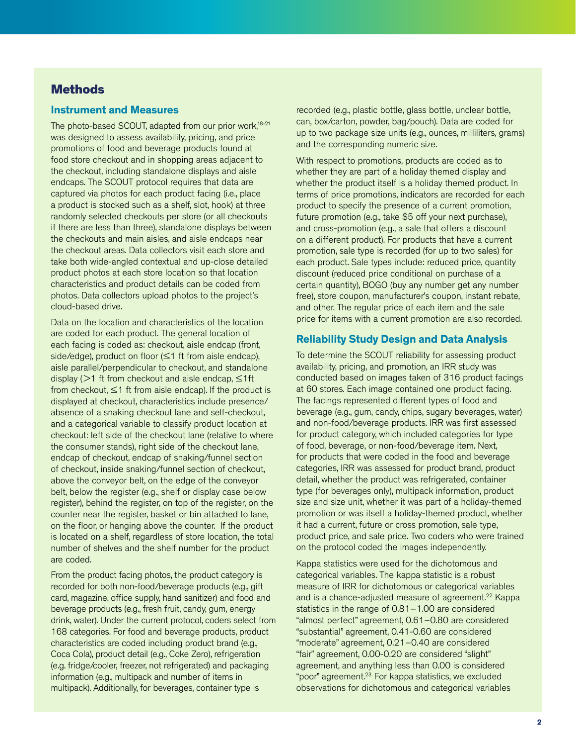## Methods

### Instrument and Measures

The photo-based SCOUT, adapted from our prior work,[18-21] was designed to assess availability, pricing, and price promotions of food and beverage products found at food store checkout and in shopping areas adjacent to the checkout, including standalone displays and aisle endcaps. The SCOUT protocol requires that data are captured via photos for each product facing (i.e., place a product is stocked such as a shelf, slot, hook) at three randomly selected checkouts per store (or all checkouts if there are less than three), standalone displays between the checkouts and main aisles, and aisle endcaps near the checkout areas. Data collectors visit each store and take both wide-angled contextual and up-close detailed product photos at each store location so that location characteristics and product details can be coded from photos. Data collectors upload photos to the project's cloud-based drive.

Data on the location and characteristics of the location are coded for each product. The general location of each facing is coded as: checkout, aisle endcap (front, side/edge), product on floor (≤1 ft from aisle endcap), aisle parallel/perpendicular to checkout, and standalone display (>1 ft from checkout and aisle endcap, ≤1ft from checkout, ≤1 ft from aisle endcap). If the product is displayed at checkout, characteristics include presence/absence of a snaking checkout lane and self-checkout, and a categorical variable to classify product location at checkout: left side of the checkout lane (relative to where the consumer stands), right side of the checkout lane, endcap of checkout, endcap of snaking/funnel section of checkout, inside snaking/funnel section of checkout, above the conveyor belt, on the edge of the conveyor belt, below the register (e.g., shelf or display case below register), behind the register, on top of the register, on the counter near the register, basket or bin attached to lane, on the floor, or hanging above the counter. If the product is located on a shelf, regardless of store location, the total number of shelves and the shelf number for the product are coded.

From the product facing photos, the product category is recorded for both non-food/beverage products (e.g., gift card, magazine, office supply, hand sanitizer) and food and beverage products (e.g., fresh fruit, candy, gum, energy drink, water). Under the current protocol, coders select from 168 categories. For food and beverage products, product characteristics are coded including product brand (e.g., Coca Cola), product detail (e.g., Coke Zero), refrigeration (e.g. fridge/cooler, freezer, not refrigerated) and packaging information (e.g., multipack and number of items in multipack). Additionally, for beverages, container type is recorded (e.g., plastic bottle, glass bottle, unclear bottle, can, box/carton, powder, bag/pouch). Data are coded for up to two package size units (e.g., ounces, milliliters, grams) and the corresponding numeric size.

With respect to promotions, products are coded as to whether they are part of a holiday themed display and whether the product itself is a holiday themed product. In terms of price promotions, indicators are recorded for each product to specify the presence of a current promotion, future promotion (e.g., take $5 off your next purchase), and cross-promotion (e.g., a sale that offers a discount on a different product). For products that have a current promotion, sale type is recorded (for up to two sales) for each product. Sale types include: reduced price, quantity discount (reduced price conditional on purchase of a certain quantity), BOGO (buy any number get any number free), store coupon, manufacturer's coupon, instant rebate, and other. The regular price of each item and the sale price for items with a current promotion are also recorded.

### Reliability Study Design and Data Analysis

To determine the SCOUT reliability for assessing product availability, pricing, and promotion, an IRR study was conducted based on images taken of 316 product facings at 60 stores. Each image contained one product facing. The facings represented different types of food and beverage (e.g., gum, candy, chips, sugary beverages, water) and non-food/beverage products. IRR was first assessed for product category, which included categories for type of food, beverage, or non-food/beverage item. Next, for products that were coded in the food and beverage categories, IRR was assessed for product brand, product detail, whether the product was refrigerated, container type (for beverages only), multipack information, product size and size unit, whether it was part of a holiday-themed promotion or was itself a holiday-themed product, whether it had a current, future or cross promotion, sale type, product price, and sale price. Two coders who were trained on the protocol coded the images independently.

Kappa statistics were used for the dichotomous and categorical variables. The kappa statistic is a robust measure of IRR for dichotomous or categorical variables and is a chance-adjusted measure of agreement.[22] Kappa statistics in the range of 0.81–1.00 are considered "almost perfect" agreement, 0.61–0.80 are considered "substantial" agreement, 0.41-0.60 are considered "moderate" agreement, 0.21–0.40 are considered "fair" agreement, 0.00-0.20 are considered "slight" agreement, and anything less than 0.00 is considered "poor" agreement.[23] For kappa statistics, we excluded observations for dichotomous and categorical variables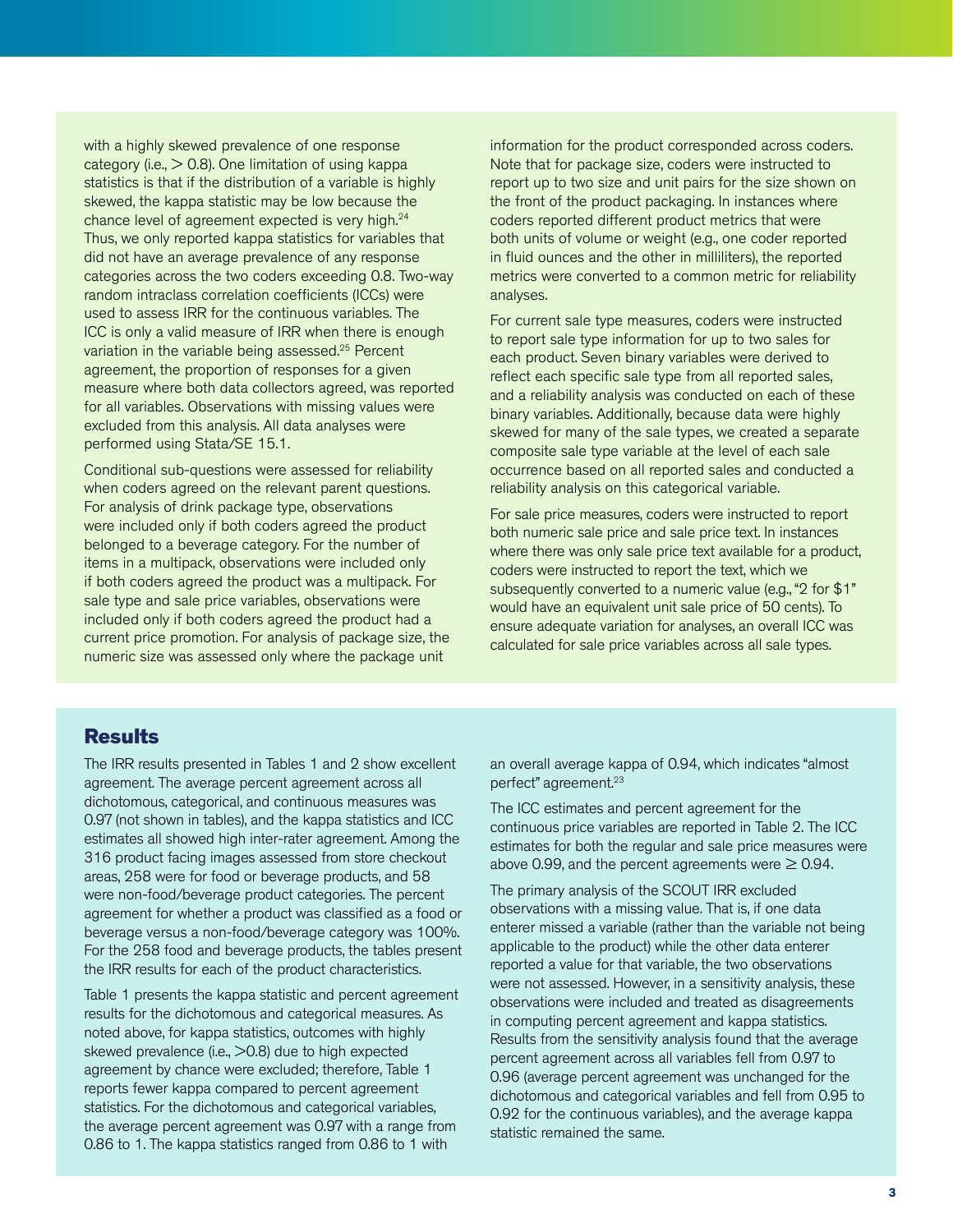with a highly skewed prevalence of one response category (i.e., > 0.8). One limitation of using kappa statistics is that if the distribution of a variable is highly skewed, the kappa statistic may be low because the chance level of agreement expected is very high.[24] Thus, we only reported kappa statistics for variables that did not have an average prevalence of any response categories across the two coders exceeding 0.8. Two-way random intraclass correlation coefficients (ICCs) were used to assess IRR for the continuous variables. The ICC is only a valid measure of IRR when there is enough variation in the variable being assessed.[25] Percent agreement, the proportion of responses for a given measure where both data collectors agreed, was reported for all variables. Observations with missing values were excluded from this analysis. All data analyses were performed using Stata/SE 15.1.

Conditional sub-questions were assessed for reliability when coders agreed on the relevant parent questions. For analysis of drink package type, observations were included only if both coders agreed the product belonged to a beverage category. For the number of items in a multipack, observations were included only if both coders agreed the product was a multipack. For sale type and sale price variables, observations were included only if both coders agreed the product had a current price promotion. For analysis of package size, the numeric size was assessed only where the package unit information for the product corresponded across coders. Note that for package size, coders were instructed to report up to two size and unit pairs for the size shown on the front of the product packaging. In instances where coders reported different product metrics that were both units of volume or weight (e.g., one coder reported in fluid ounces and the other in milliliters), the reported metrics were converted to a common metric for reliability analyses.

For current sale type measures, coders were instructed to report sale type information for up to two sales for each product. Seven binary variables were derived to reflect each specific sale type from all reported sales, and a reliability analysis was conducted on each of these binary variables. Additionally, because data were highly skewed for many of the sale types, we created a separate composite sale type variable at the level of each sale occurrence based on all reported sales and conducted a reliability analysis on this categorical variable.

For sale price measures, coders were instructed to report both numeric sale price and sale price text. In instances where there was only sale price text available for a product, coders were instructed to report the text, which we subsequently converted to a numeric value (e.g., "2 for $1" would have an equivalent unit sale price of 50 cents). To ensure adequate variation for analyses, an overall ICC was calculated for sale price variables across all sale types.

## Results

The IRR results presented in Tables 1 and 2 show excellent agreement. The average percent agreement across all dichotomous, categorical, and continuous measures was 0.97 (not shown in tables), and the kappa statistics and ICC estimates all showed high inter-rater agreement. Among the 316 product facing images assessed from store checkout areas, 258 were for food or beverage products, and 58 were non-food/beverage product categories. The percent agreement for whether a product was classified as a food or beverage versus a non-food/beverage category was 100%. For the 258 food and beverage products, the tables present the IRR results for each of the product characteristics.

Table 1 presents the kappa statistic and percent agreement results for the dichotomous and categorical measures. As noted above, for kappa statistics, outcomes with highly skewed prevalence (i.e., >0.8) due to high expected agreement by chance were excluded; therefore, Table 1 reports fewer kappa compared to percent agreement statistics. For the dichotomous and categorical variables, the average percent agreement was 0.97 with a range from 0.86 to 1. The kappa statistics ranged from 0.86 to 1 with an overall average kappa of 0.94, which indicates "almost perfect" agreement.[23]

The ICC estimates and percent agreement for the continuous price variables are reported in Table 2. The ICC estimates for both the regular and sale price measures were above 0.99, and the percent agreements were ≥ 0.94.

The primary analysis of the SCOUT IRR excluded observations with a missing value. That is, if one data enterer missed a variable (rather than the variable not being applicable to the product) while the other data enterer reported a value for that variable, the two observations were not assessed. However, in a sensitivity analysis, these observations were included and treated as disagreements in computing percent agreement and kappa statistics. Results from the sensitivity analysis found that the average percent agreement across all variables fell from 0.97 to 0.96 (average percent agreement was unchanged for the dichotomous and categorical variables and fell from 0.95 to 0.92 for the continuous variables), and the average kappa statistic remained the same.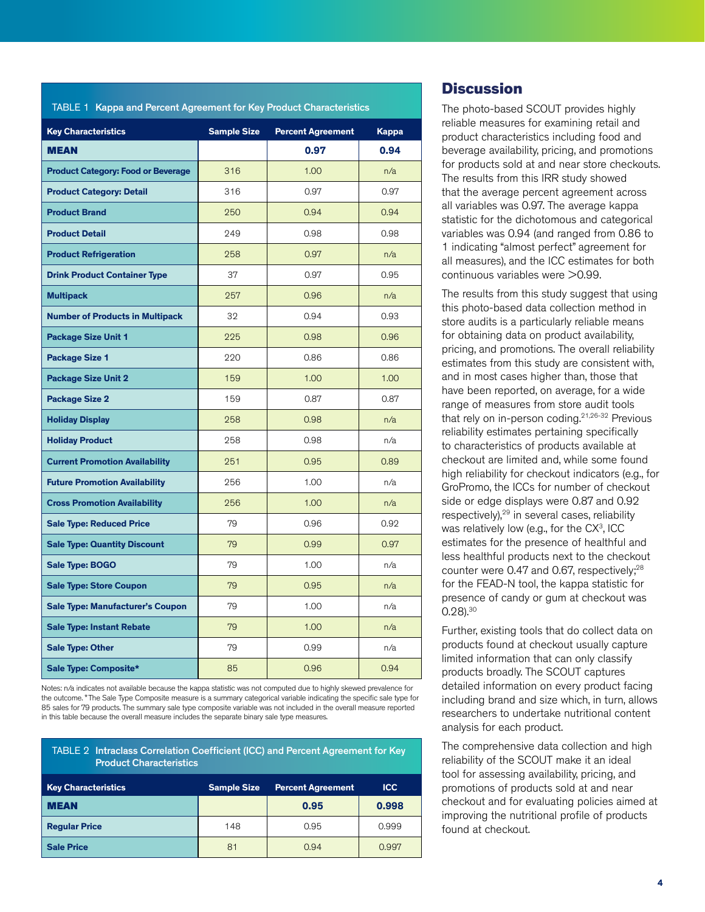**TABLE 1 Kappa and Percent Agreement for Key Product Characteristics**

| Key Characteristics | Sample Size | Percent Agreement | Kappa |
|---|---|---|---|
| **MEAN** | | **0.97** | **0.94** |
| Product Category: Food or Beverage | 316 | 1.00 | n/a |
| Product Category: Detail | 316 | 0.97 | 0.97 |
| Product Brand | 250 | 0.94 | 0.94 |
| Product Detail | 249 | 0.98 | 0.98 |
| Product Refrigeration | 258 | 0.97 | n/a |
| Drink Product Container Type | 37 | 0.97 | 0.95 |
| Multipack | 257 | 0.96 | n/a |
| Number of Products in Multipack | 32 | 0.94 | 0.93 |
| Package Size Unit 1 | 225 | 0.98 | 0.96 |
| Package Size 1 | 220 | 0.86 | 0.86 |
| Package Size Unit 2 | 159 | 1.00 | 1.00 |
| Package Size 2 | 159 | 0.87 | 0.87 |
| Holiday Display | 258 | 0.98 | n/a |
| Holiday Product | 258 | 0.98 | n/a |
| Current Promotion Availability | 251 | 0.95 | 0.89 |
| Future Promotion Availability | 256 | 1.00 | n/a |
| Cross Promotion Availability | 256 | 1.00 | n/a |
| Sale Type: Reduced Price | 79 | 0.96 | 0.92 |
| Sale Type: Quantity Discount | 79 | 0.99 | 0.97 |
| Sale Type: BOGO | 79 | 1.00 | n/a |
| Sale Type: Store Coupon | 79 | 0.95 | n/a |
| Sale Type: Manufacturer's Coupon | 79 | 1.00 | n/a |
| Sale Type: Instant Rebate | 79 | 1.00 | n/a |
| Sale Type: Other | 79 | 0.99 | n/a |
| Sale Type: Composite* | 85 | 0.96 | 0.94 |

Notes: n/a indicates not available because the kappa statistic was not computed due to highly skewed prevalence for the outcome. *The Sale Type Composite measure is a summary categorical variable indicating the specific sale type for 85 sales for 79 products. The summary sale type composite variable was not included in the overall measure reported in this table because the overall measure includes the separate binary sale type measures.

**TABLE 2 Intraclass Correlation Coefficient (ICC) and Percent Agreement for Key Product Characteristics**

| Key Characteristics | Sample Size | Percent Agreement | ICC |
|---|---|---|---|
| **MEAN** | | **0.95** | **0.998** |
| Regular Price | 148 | 0.95 | 0.999 |
| Sale Price | 81 | 0.94 | 0.997 |

## Discussion

The photo-based SCOUT provides highly reliable measures for examining retail and product characteristics including food and beverage availability, pricing, and promotions for products sold at and near store checkouts. The results from this IRR study showed that the average percent agreement across all variables was 0.97. The average kappa statistic for the dichotomous and categorical variables was 0.94 (and ranged from 0.86 to 1 indicating "almost perfect" agreement for all measures), and the ICC estimates for both continuous variables were >0.99.

The results from this study suggest that using this photo-based data collection method in store audits is a particularly reliable means for obtaining data on product availability, pricing, and promotions. The overall reliability estimates from this study are consistent with, and in most cases higher than, those that have been reported, on average, for a wide range of measures from store audit tools that rely on in-person coding.[21,26-32] Previous reliability estimates pertaining specifically to characteristics of products available at checkout are limited and, while some found high reliability for checkout indicators (e.g., for GroPromo, the ICCs for number of checkout side or edge displays were 0.87 and 0.92 respectively),[29] in several cases, reliability was relatively low (e.g., for the CX$^3$, ICC estimates for the presence of healthful and less healthful products next to the checkout counter were 0.47 and 0.67, respectively;[28] for the FEAD-N tool, the kappa statistic for presence of candy or gum at checkout was 0.28).[30]

Further, existing tools that do collect data on products found at checkout usually capture limited information that can only classify products broadly. The SCOUT captures detailed information on every product facing including brand and size which, in turn, allows researchers to undertake nutritional content analysis for each product.

The comprehensive data collection and high reliability of the SCOUT make it an ideal tool for assessing availability, pricing, and promotions of products sold at and near checkout and for evaluating policies aimed at improving the nutritional profile of products found at checkout.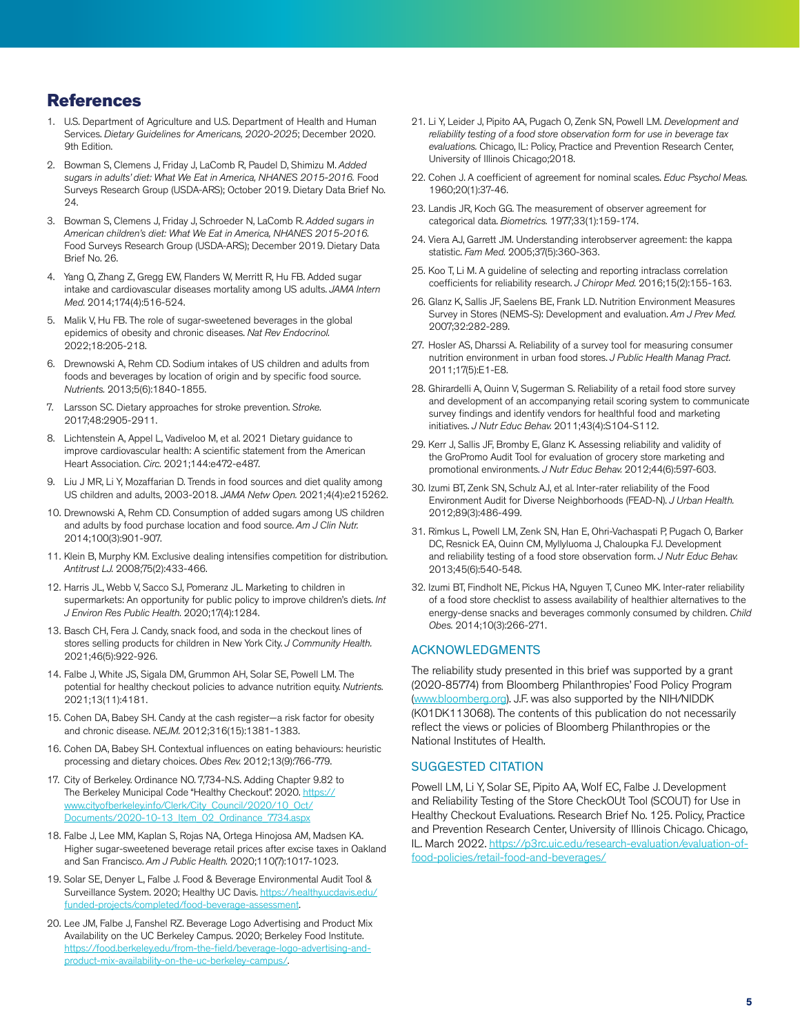## References

1. U.S. Department of Agriculture and U.S. Department of Health and Human Services. *Dietary Guidelines for Americans, 2020-2025*; December 2020. 9th Edition.
2. Bowman S, Clemens J, Friday J, LaComb R, Paudel D, Shimizu M. *Added sugars in adults' diet: What We Eat in America, NHANES 2015-2016.* Food Surveys Research Group (USDA-ARS); October 2019. Dietary Data Brief No. 24.
3. Bowman S, Clemens J, Friday J, Schroeder N, LaComb R. *Added sugars in American children's diet: What We Eat in America, NHANES 2015-2016.* Food Surveys Research Group (USDA-ARS); December 2019. Dietary Data Brief No. 26.
4. Yang Q, Zhang Z, Gregg EW, Flanders W, Merritt R, Hu FB. Added sugar intake and cardiovascular diseases mortality among US adults. *JAMA Intern Med.* 2014;174(4):516-524.
5. Malik V, Hu FB. The role of sugar-sweetened beverages in the global epidemics of obesity and chronic diseases. *Nat Rev Endocrinol.* 2022;18:205-218.
6. Drewnowski A, Rehm CD. Sodium intakes of US children and adults from foods and beverages by location of origin and by specific food source. *Nutrients.* 2013;5(6):1840-1855.
7. Larsson SC. Dietary approaches for stroke prevention. *Stroke.* 2017;48:2905-2911.
8. Lichtenstein A, Appel L, Vadiveloo M, et al. 2021 Dietary guidance to improve cardiovascular health: A scientific statement from the American Heart Association. *Circ.* 2021;144:e472-e487.
9. Liu J MR, Li Y, Mozaffarian D. Trends in food sources and diet quality among US children and adults, 2003-2018. *JAMA Netw Open.* 2021;4(4):e215262.
10. Drewnowski A, Rehm CD. Consumption of added sugars among US children and adults by food purchase location and food source. *Am J Clin Nutr.* 2014;100(3):901-907.
11. Klein B, Murphy KM. Exclusive dealing intensifies competition for distribution. *Antitrust LJ.* 2008;75(2):433-466.
12. Harris JL, Webb V, Sacco SJ, Pomeranz JL. Marketing to children in supermarkets: An opportunity for public policy to improve children's diets. *Int J Environ Res Public Health.* 2020;17(4):1284.
13. Basch CH, Fera J. Candy, snack food, and soda in the checkout lines of stores selling products for children in New York City. *J Community Health.* 2021;46(5):922-926.
14. Falbe J, White JS, Sigala DM, Grummon AH, Solar SE, Powell LM. The potential for healthy checkout policies to advance nutrition equity. *Nutrients.* 2021;13(11):4181.
15. Cohen DA, Babey SH. Candy at the cash register—a risk factor for obesity and chronic disease. *NEJM.* 2012;316(15):1381-1383.
16. Cohen DA, Babey SH. Contextual influences on eating behaviours: heuristic processing and dietary choices. *Obes Rev.* 2012;13(9):766-779.
17. City of Berkeley. Ordinance NO. 7,734-N.S. Adding Chapter 9.82 to The Berkeley Municipal Code "Healthy Checkout". 2020. https://www.cityofberkeley.info/Clerk/City_Council/2020/10_Oct/Documents/2020-10-13_Item_02_Ordinance_7734.aspx
18. Falbe J, Lee MM, Kaplan S, Rojas NA, Ortega Hinojosa AM, Madsen KA. Higher sugar-sweetened beverage retail prices after excise taxes in Oakland and San Francisco. *Am J Public Health.* 2020;110(7):1017-1023.
19. Solar SE, Denyer L, Falbe J. Food & Beverage Environmental Audit Tool & Surveillance System. 2020; Healthy UC Davis. https://healthy.ucdavis.edu/funded-projects/completed/food-beverage-assessment.
20. Lee JM, Falbe J, Fanshel RZ. Beverage Logo Advertising and Product Mix Availability on the UC Berkeley Campus. 2020; Berkeley Food Institute. https://food.berkeley.edu/from-the-field/beverage-logo-advertising-and-product-mix-availability-on-the-uc-berkeley-campus/.
21. Li Y, Leider J, Pipito AA, Pugach O, Zenk SN, Powell LM. *Development and reliability testing of a food store observation form for use in beverage tax evaluations.* Chicago, IL: Policy, Practice and Prevention Research Center, University of Illinois Chicago;2018.
22. Cohen J. A coefficient of agreement for nominal scales. *Educ Psychol Meas.* 1960;20(1):37-46.
23. Landis JR, Koch GG. The measurement of observer agreement for categorical data. *Biometrics.* 1977;33(1):159-174.
24. Viera AJ, Garrett JM. Understanding interobserver agreement: the kappa statistic. *Fam Med.* 2005;37(5):360-363.
25. Koo T, Li M. A guideline of selecting and reporting intraclass correlation coefficients for reliability research. *J Chiropr Med.* 2016;15(2):155-163.
26. Glanz K, Sallis JF, Saelens BE, Frank LD. Nutrition Environment Measures Survey in Stores (NEMS-S): Development and evaluation. *Am J Prev Med.* 2007;32:282-289.
27. Hosler AS, Dharssi A. Reliability of a survey tool for measuring consumer nutrition environment in urban food stores. *J Public Health Manag Pract.* 2011;17(5):E1-E8.
28. Ghirardelli A, Quinn V, Sugerman S. Reliability of a retail food store survey and development of an accompanying retail scoring system to communicate survey findings and identify vendors for healthful food and marketing initiatives. *J Nutr Educ Behav.* 2011;43(4):S104-S112.
29. Kerr J, Sallis JF, Bromby E, Glanz K. Assessing reliability and validity of the GroPromo Audit Tool for evaluation of grocery store marketing and promotional environments. *J Nutr Educ Behav.* 2012;44(6):597-603.
30. Izumi BT, Zenk SN, Schulz AJ, et al. Inter-rater reliability of the Food Environment Audit for Diverse Neighborhoods (FEAD-N). *J Urban Health.* 2012;89(3):486-499.
31. Rimkus L, Powell LM, Zenk SN, Han E, Ohri-Vachaspati P, Pugach O, Barker DC, Resnick EA, Quinn CM, Myllyluoma J, Chaloupka FJ. Development and reliability testing of a food store observation form. *J Nutr Educ Behav.* 2013;45(6):540-548.
32. Izumi BT, Findholt NE, Pickus HA, Nguyen T, Cuneo MK. Inter-rater reliability of a food store checklist to assess availability of healthier alternatives to the energy-dense snacks and beverages commonly consumed by children. *Child Obes.* 2014;10(3):266-271.

### ACKNOWLEDGMENTS

The reliability study presented in this brief was supported by a grant (2020-85774) from Bloomberg Philanthropies' Food Policy Program (www.bloomberg.org). J.F. was also supported by the NIH/NIDDK (K01DK113068). The contents of this publication do not necessarily reflect the views or policies of Bloomberg Philanthropies or the National Institutes of Health.

### SUGGESTED CITATION

Powell LM, Li Y, Solar SE, Pipito AA, Wolf EC, Falbe J. Development and Reliability Testing of the Store CheckOUt Tool (SCOUT) for Use in Healthy Checkout Evaluations. Research Brief No. 125. Policy, Practice and Prevention Research Center, University of Illinois Chicago. Chicago, IL. March 2022. https://p3rc.uic.edu/research-evaluation/evaluation-of-food-policies/retail-food-and-beverages/